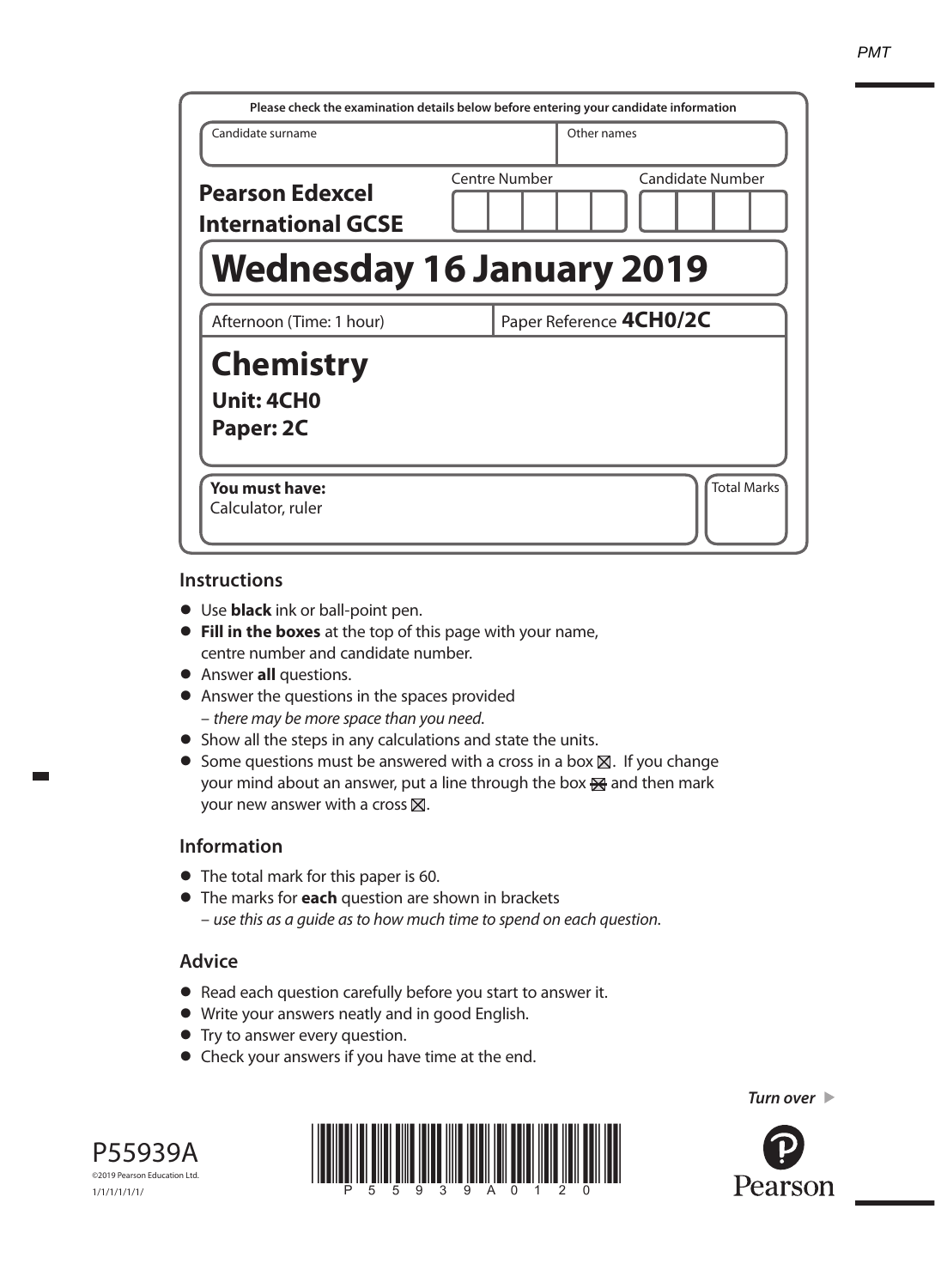Please check the examination details below before entering your candidate information

| Candidate surname | Other names |
| --- | --- |
| | |

**Pearson Edexcel International GCSE**

Centre Number | Candidate Number

# Wednesday 16 January 2019

Afternoon (Time: 1 hour) | Paper Reference **4CH0/2C**

# Chemistry

**Unit: 4CH0**

**Paper: 2C**

**You must have:**
Calculator, ruler

Total Marks

## Instructions

- Use **black** ink or ball-point pen.
- **Fill in the boxes** at the top of this page with your name, centre number and candidate number.
- Answer **all** questions.
- Answer the questions in the spaces provided
  – *there may be more space than you need.*
- Show all the steps in any calculations and state the units.
- Some questions must be answered with a cross in a box ☒. If you change your mind about an answer, put a line through the box ☒ and then mark your new answer with a cross ☒.

## Information

- The total mark for this paper is 60.
- The marks for **each** question are shown in brackets
  – *use this as a guide as to how much time to spend on each question.*

## Advice

- Read each question carefully before you start to answer it.
- Write your answers neatly and in good English.
- Try to answer every question.
- Check your answers if you have time at the end.

*Turn over*

P55939A

©2019 Pearson Education Ltd.

1/1/1/1/1/1/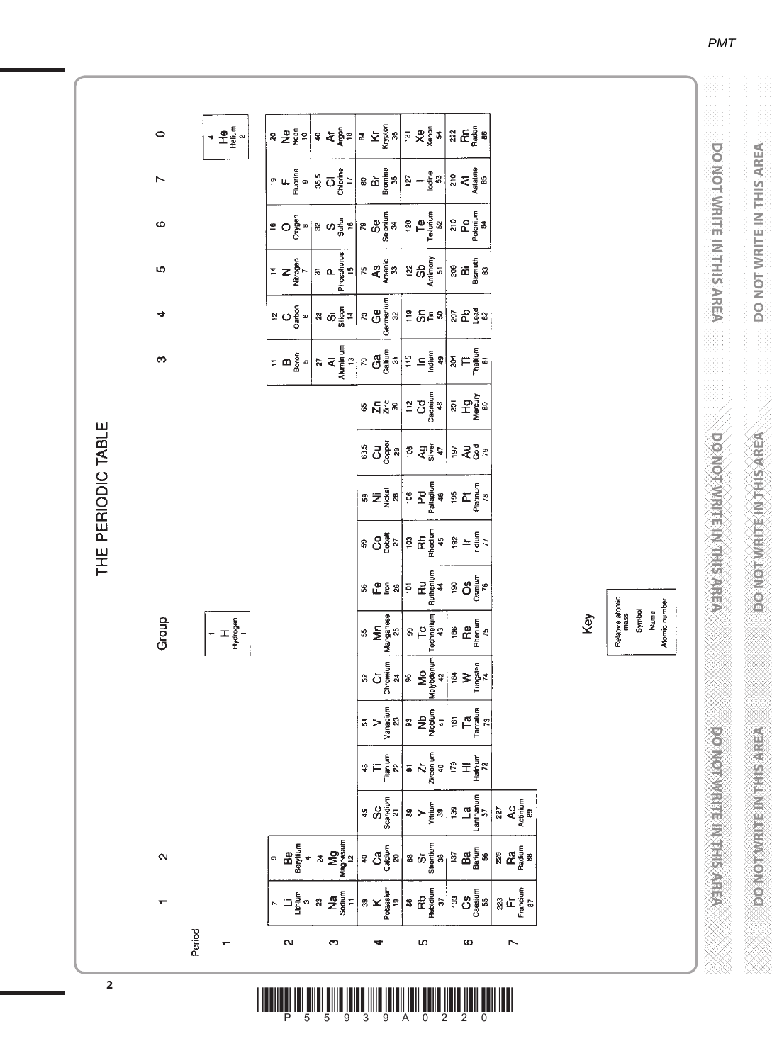# THE PERIODIC TABLE

Key: Relative atomic mass / Symbol / Name / Atomic number

| Period | 1 | 2 | | | | | | | | | | | 3 | 4 | 5 | 6 | 7 | 0 |
|---|---|---|---|---|---|---|---|---|---|---|---|---|---|---|---|---|---|---|
| 1 | | | | | | | 1 H Hydrogen 1 | | | | | | | | | | | 4 He Helium 2 |
| 2 | 7 Li Lithium 3 | 9 Be Beryllium 4 | | | | | | | | | | | 11 B Boron 5 | 12 C Carbon 6 | 14 N Nitrogen 7 | 16 O Oxygen 8 | 19 F Fluorine 9 | 20 Ne Neon 10 |
| 3 | 23 Na Sodium 11 | 24 Mg Magnesium 12 | | | | | | | | | | | 27 Al Aluminium 13 | 28 Si Silicon 14 | 31 P Phosphorus 15 | 32 S Sulfur 16 | 35.5 Cl Chlorine 17 | 40 Ar Argon 18 |
| 4 | 39 K Potassium 19 | 40 Ca Calcium 20 | 45 Sc Scandium 21 | 48 Ti Titanium 22 | 51 V Vanadium 23 | 52 Cr Chromium 24 | 55 Mn Manganese 25 | 56 Fe Iron 26 | 59 Co Cobalt 27 | 59 Ni Nickel 28 | 63.5 Cu Copper 29 | 65 Zn Zinc 30 | 70 Ga Gallium 31 | 73 Ge Germanium 32 | 75 As Arsenic 33 | 79 Se Selenium 34 | 80 Br Bromine 35 | 84 Kr Krypton 36 |
| 5 | 86 Rb Rubidium 37 | 88 Sr Strontium 38 | 89 Y Yttrium 39 | 91 Zr Zirconium 40 | 93 Nb Niobium 41 | 96 Mo Molybdenum 42 | 99 Tc Technetium 43 | 101 Ru Ruthenium 44 | 103 Rh Rhodium 45 | 106 Pd Palladium 46 | 108 Ag Silver 47 | 112 Cd Cadmium 48 | 115 In Indium 49 | 119 Sn Tin 50 | 122 Sb Antimony 51 | 128 Te Tellurium 52 | 127 I Iodine 53 | 131 Xe Xenon 54 |
| 6 | 133 Cs Caesium 55 | 137 Ba Barium 56 | 139 La Lanthanum 57 | 179 Hf Hafnium 72 | 181 Ta Tantalum 73 | 184 W Tungsten 74 | 186 Re Rhenium 75 | 190 Os Osmium 76 | 192 Ir Iridium 77 | 195 Pt Platinum 78 | 197 Au Gold 79 | 201 Hg Mercury 80 | 204 Tl Thallium 81 | 207 Pb Lead 82 | 209 Bi Bismuth 83 | 210 Po Polonium 84 | 210 At Astatine 85 | 222 Rn Radon 86 |
| 7 | 223 Fr Francium 87 | 226 Ra Radium 88 | 227 Ac Actinium 89 | | | | | | | | | | | | | | | |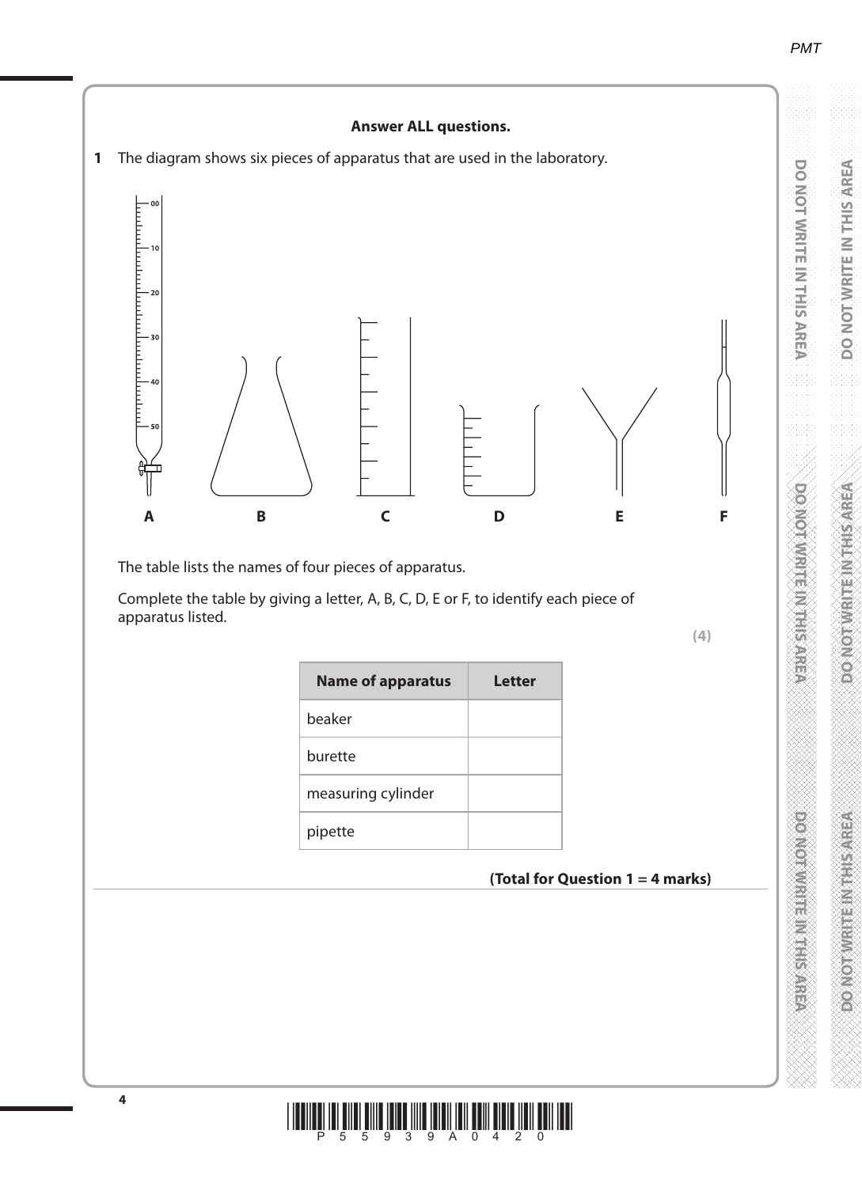**Answer ALL questions.**

**1** The diagram shows six pieces of apparatus that are used in the laboratory.

A B C D E F

The table lists the names of four pieces of apparatus.

Complete the table by giving a letter, A, B, C, D, E or F, to identify each piece of apparatus listed.

**(4)**

| Name of apparatus | Letter |
|---|---|
| beaker | |
| burette | |
| measuring cylinder | |
| pipette | |

**(Total for Question 1 = 4 marks)**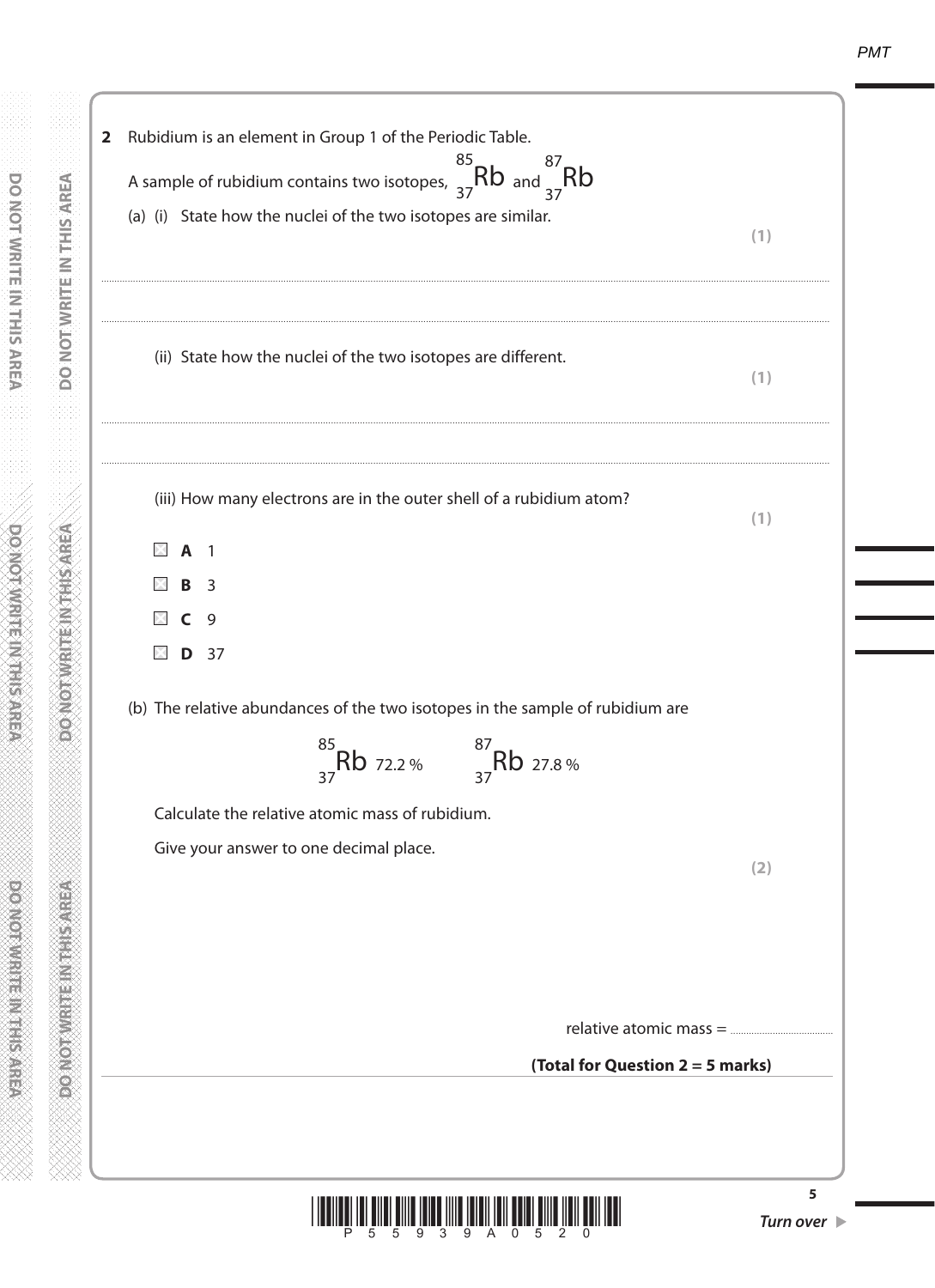**2** Rubidium is an element in Group 1 of the Periodic Table.

A sample of rubidium contains two isotopes, ${}^{85}_{37}Rb$ and ${}^{87}_{37}Rb$

(a) (i) State how the nuclei of the two isotopes are similar.

**(1)**

..............................................................................................................................................

..............................................................................................................................................

(ii) State how the nuclei of the two isotopes are different.

**(1)**

..............................................................................................................................................

..............................................................................................................................................

(iii) How many electrons are in the outer shell of a rubidium atom?

**(1)**

- **A** 1
- **B** 3
- **C** 9
- **D** 37

(b) The relative abundances of the two isotopes in the sample of rubidium are

$${}^{85}_{37}Rb \ 72.2\% \qquad {}^{87}_{37}Rb \ 27.8\%$$

Calculate the relative atomic mass of rubidium.

Give your answer to one decimal place.

**(2)**

relative atomic mass = ..............................

**(Total for Question 2 = 5 marks)**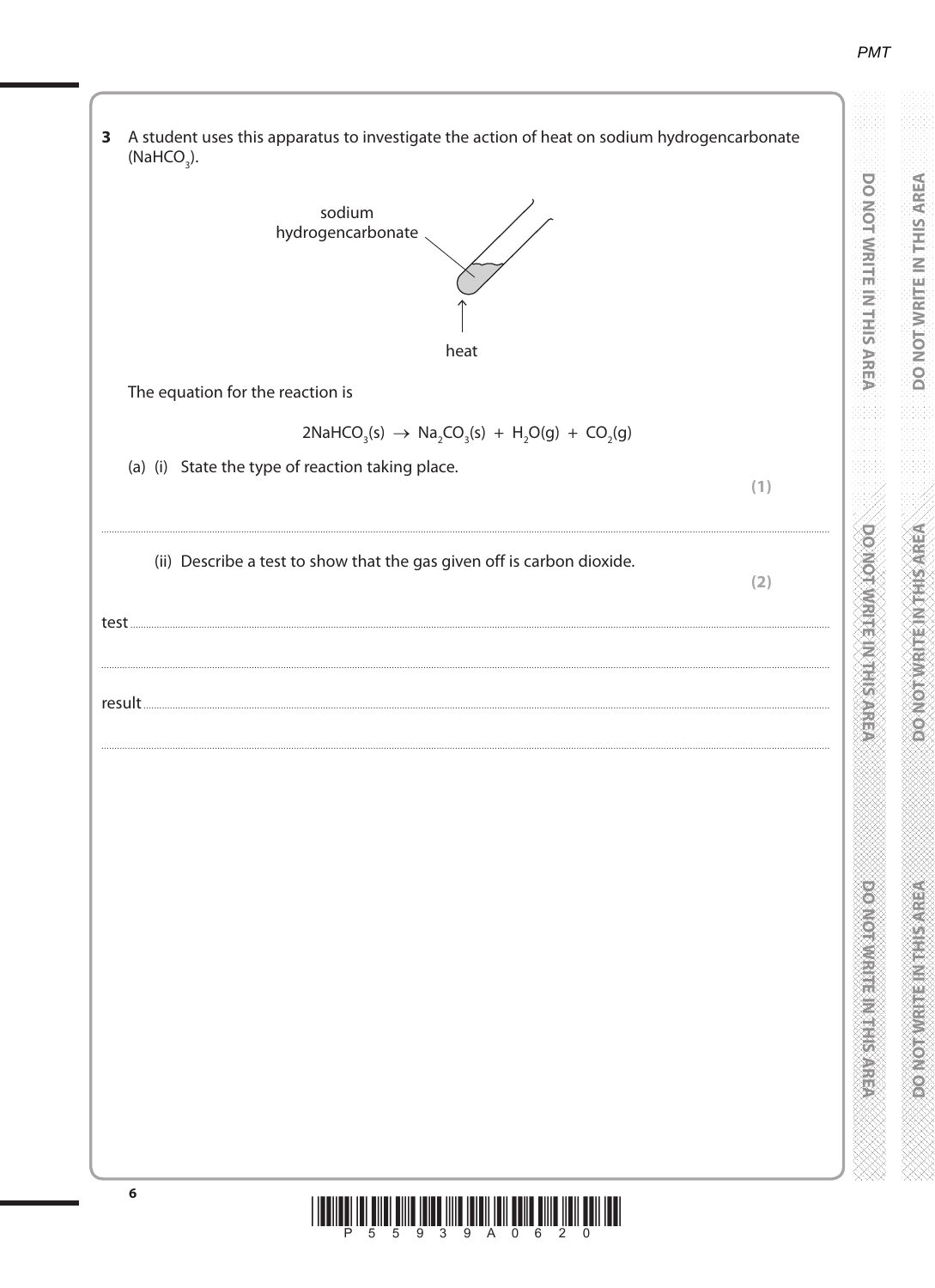**3** A student uses this apparatus to investigate the action of heat on sodium hydrogencarbonate ($NaHCO_3$).

sodium hydrogencarbonate

heat

The equation for the reaction is

$$2NaHCO_3(s) \rightarrow Na_2CO_3(s) + H_2O(g) + CO_2(g)$$

(a) (i) State the type of reaction taking place.

**(1)**

.......................................................................................................................................................................................................

(ii) Describe a test to show that the gas given off is carbon dioxide.

**(2)**

test .......................................................................................................................................................................................................

.......................................................................................................................................................................................................

result .......................................................................................................................................................................................................

.......................................................................................................................................................................................................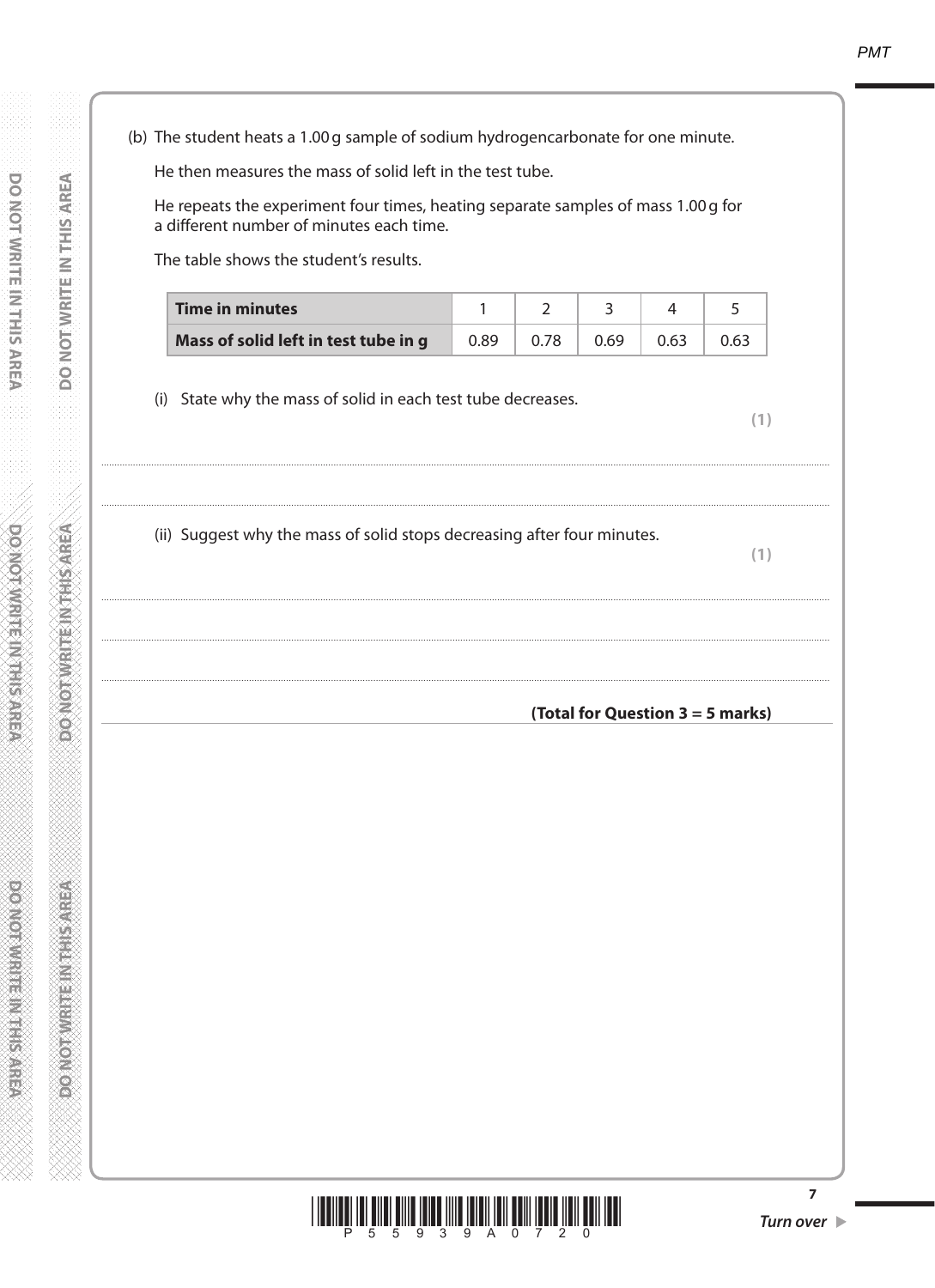(b) The student heats a 1.00 g sample of sodium hydrogencarbonate for one minute.

He then measures the mass of solid left in the test tube.

He repeats the experiment four times, heating separate samples of mass 1.00 g for a different number of minutes each time.

The table shows the student's results.

| **Time in minutes** | 1 | 2 | 3 | 4 | 5 |
|---|---|---|---|---|---|
| **Mass of solid left in test tube in g** | 0.89 | 0.78 | 0.69 | 0.63 | 0.63 |

(i) State why the mass of solid in each test tube decreases.

**(1)**

..........................................................................................................................................................................................................

..........................................................................................................................................................................................................

(ii) Suggest why the mass of solid stops decreasing after four minutes.

**(1)**

..........................................................................................................................................................................................................

..........................................................................................................................................................................................................

..........................................................................................................................................................................................................

**(Total for Question 3 = 5 marks)**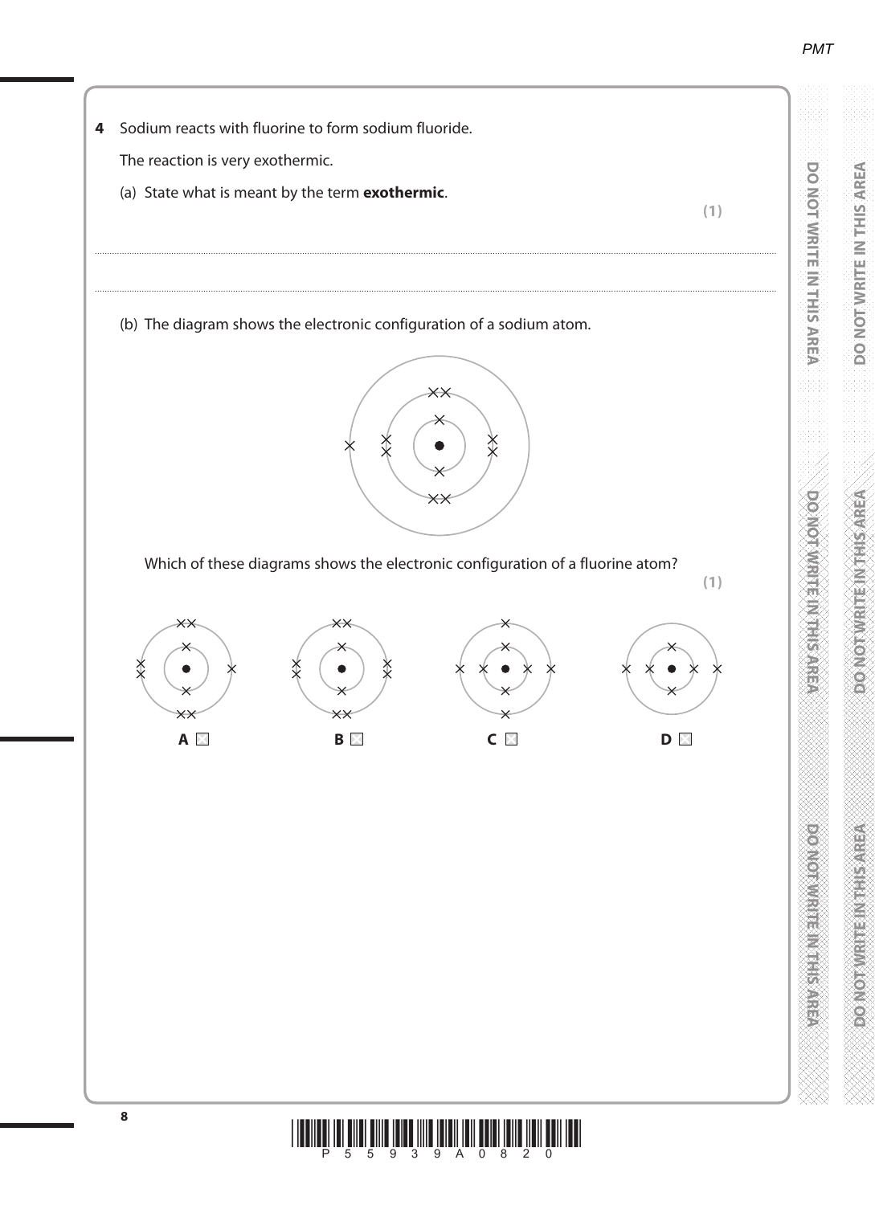**4** Sodium reacts with fluorine to form sodium fluoride.

The reaction is very exothermic.

(a) State what is meant by the term **exothermic**.

**(1)**

.......................................................................................................................................................................................

.......................................................................................................................................................................................

(b) The diagram shows the electronic configuration of a sodium atom.

Which of these diagrams shows the electronic configuration of a fluorine atom?

**(1)**

**A** ☒ **B** ☒ **C** ☒ **D** ☒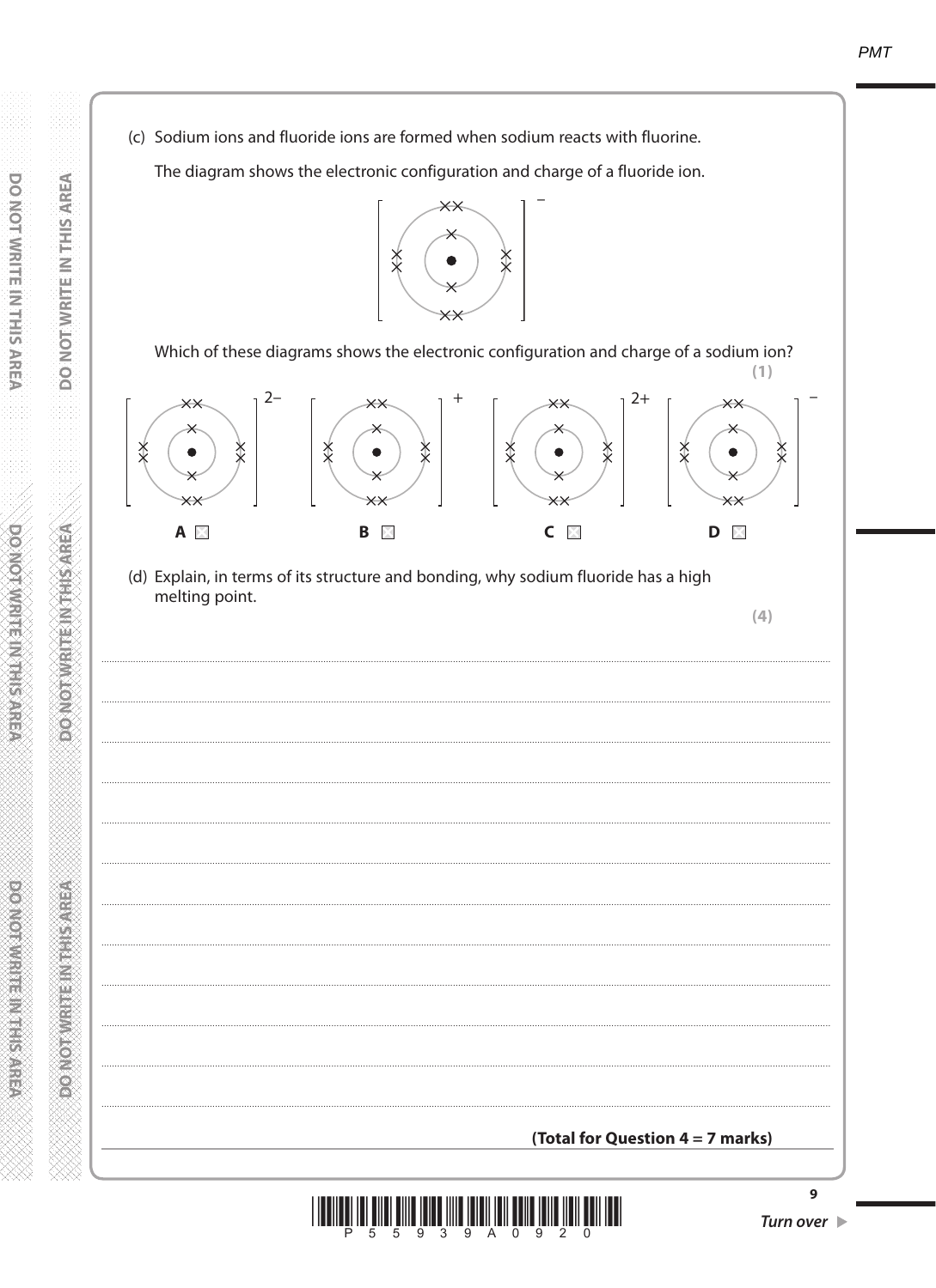(c) Sodium ions and fluoride ions are formed when sodium reacts with fluorine.

The diagram shows the electronic configuration and charge of a fluoride ion.

Which of these diagrams shows the electronic configuration and charge of a sodium ion?

**(1)**

- **A** [2,8] $2-$
- **B** [2,8] $+$
- **C** [2,8] $2+$
- **D** [2,8] $-$

(d) Explain, in terms of its structure and bonding, why sodium fluoride has a high melting point.

**(4)**

..........................................................................................................................................

..........................................................................................................................................

..........................................................................................................................................

..........................................................................................................................................

..........................................................................................................................................

..........................................................................................................................................

..........................................................................................................................................

..........................................................................................................................................

..........................................................................................................................................

..........................................................................................................................................

..........................................................................................................................................

..........................................................................................................................................

**(Total for Question 4 = 7 marks)**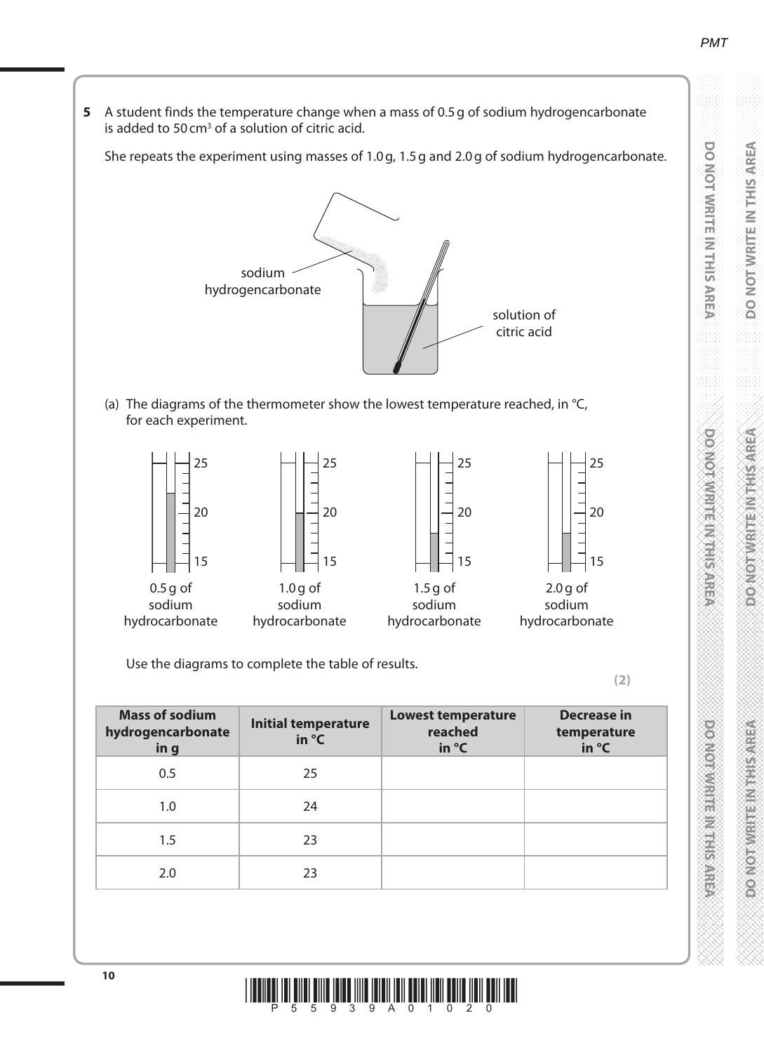**5** A student finds the temperature change when a mass of 0.5 g of sodium hydrogencarbonate is added to 50 cm$^3$ of a solution of citric acid.

She repeats the experiment using masses of 1.0 g, 1.5 g and 2.0 g of sodium hydrogencarbonate.

sodium hydrogencarbonate

solution of citric acid

(a) The diagrams of the thermometer show the lowest temperature reached, in °C, for each experiment.

0.5 g of sodium hydrocarbonate

1.0 g of sodium hydrocarbonate

1.5 g of sodium hydrocarbonate

2.0 g of sodium hydrocarbonate

Use the diagrams to complete the table of results.

**(2)**

| Mass of sodium hydrogencarbonate in g | Initial temperature in °C | Lowest temperature reached in °C | Decrease in temperature in °C |
|---|---|---|---|
| 0.5 | 25 | | |
| 1.0 | 24 | | |
| 1.5 | 23 | | |
| 2.0 | 23 | | |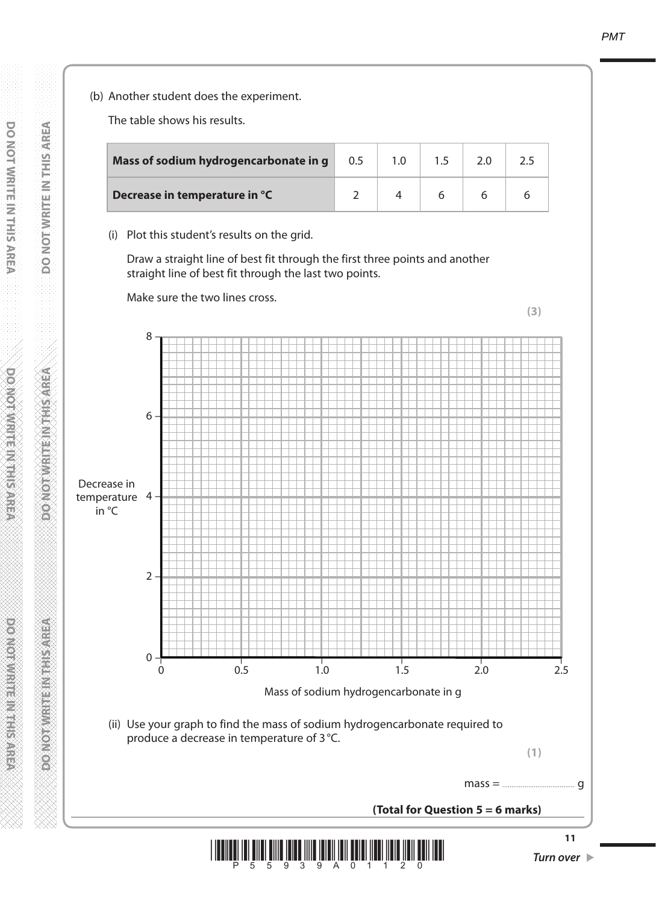(b) Another student does the experiment.

The table shows his results.

| Mass of sodium hydrogencarbonate in g | 0.5 | 1.0 | 1.5 | 2.0 | 2.5 |
|---|---|---|---|---|---|
| Decrease in temperature in °C | 2 | 4 | 6 | 6 | 6 |

(i) Plot this student's results on the grid.

Draw a straight line of best fit through the first three points and another straight line of best fit through the last two points.

Make sure the two lines cross.

**(3)**

Decrease in temperature in °C (y-axis: 0, 2, 4, 6, 8)

Mass of sodium hydrogencarbonate in g (x-axis: 0, 0.5, 1.0, 1.5, 2.0, 2.5)

(ii) Use your graph to find the mass of sodium hydrogencarbonate required to produce a decrease in temperature of 3 °C.

**(1)**

mass = .................................... g

**(Total for Question 5 = 6 marks)**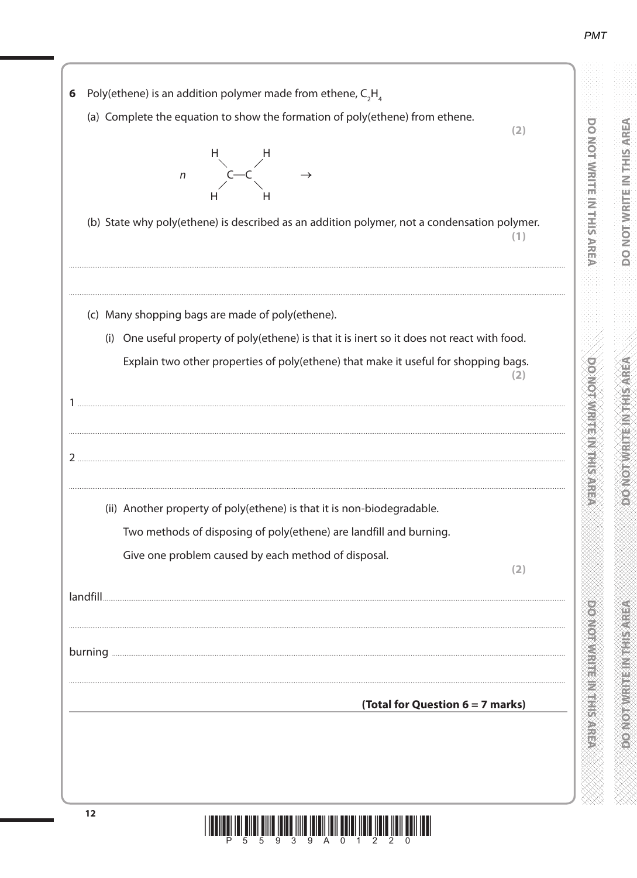**6** Poly(ethene) is an addition polymer made from ethene, $C_2H_4$

(a) Complete the equation to show the formation of poly(ethene) from ethene.

**(2)**

$$n \quad \begin{matrix} H & & H \\ & C{=}C & \\ H & & H \end{matrix} \quad \rightarrow$$

(b) State why poly(ethene) is described as an addition polymer, not a condensation polymer.

**(1)**

.......................................................................................................................................................................................................

.......................................................................................................................................................................................................

(c) Many shopping bags are made of poly(ethene).

(i) One useful property of poly(ethene) is that it is inert so it does not react with food.

Explain two other properties of poly(ethene) that make it useful for shopping bags.

**(2)**

1 .......................................................................................................................................................................................................

.......................................................................................................................................................................................................

2 .......................................................................................................................................................................................................

.......................................................................................................................................................................................................

(ii) Another property of poly(ethene) is that it is non-biodegradable.

Two methods of disposing of poly(ethene) are landfill and burning.

Give one problem caused by each method of disposal.

**(2)**

landfill.......................................................................................................................................................................................................

.......................................................................................................................................................................................................

burning .......................................................................................................................................................................................................

.......................................................................................................................................................................................................

**(Total for Question 6 = 7 marks)**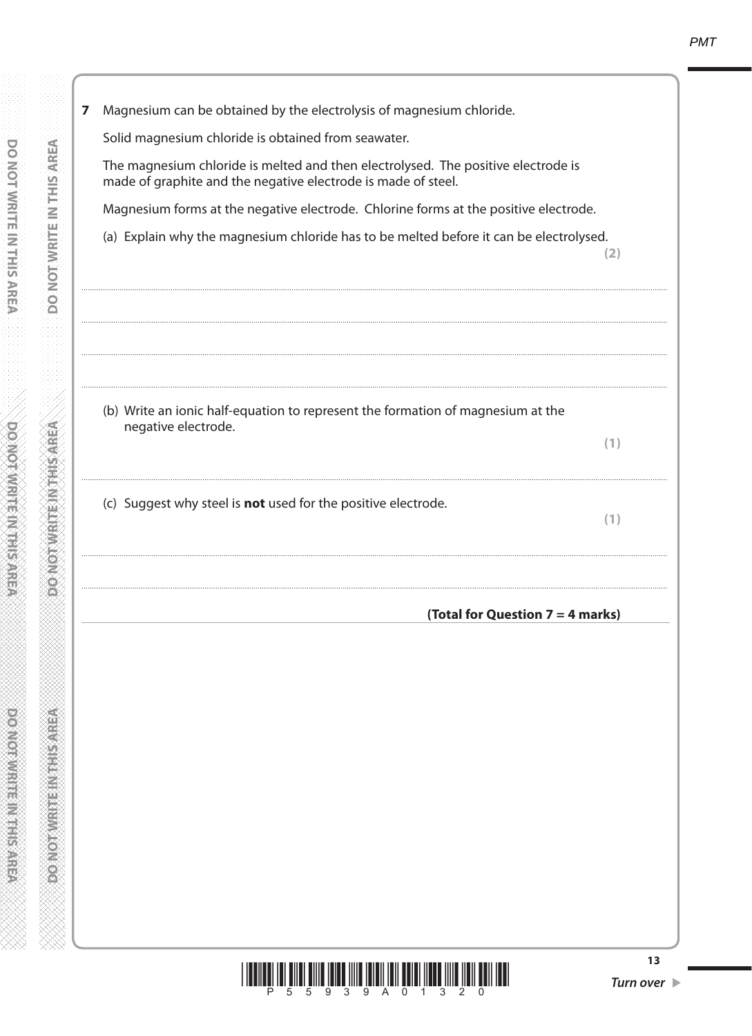**7** Magnesium can be obtained by the electrolysis of magnesium chloride.

Solid magnesium chloride is obtained from seawater.

The magnesium chloride is melted and then electrolysed. The positive electrode is made of graphite and the negative electrode is made of steel.

Magnesium forms at the negative electrode. Chlorine forms at the positive electrode.

(a) Explain why the magnesium chloride has to be melted before it can be electrolysed. **(2)**

..........................................................................................................................................

..........................................................................................................................................

..........................................................................................................................................

..........................................................................................................................................

(b) Write an ionic half-equation to represent the formation of magnesium at the negative electrode. **(1)**

..........................................................................................................................................

(c) Suggest why steel is **not** used for the positive electrode. **(1)**

..........................................................................................................................................

..........................................................................................................................................

**(Total for Question 7 = 4 marks)**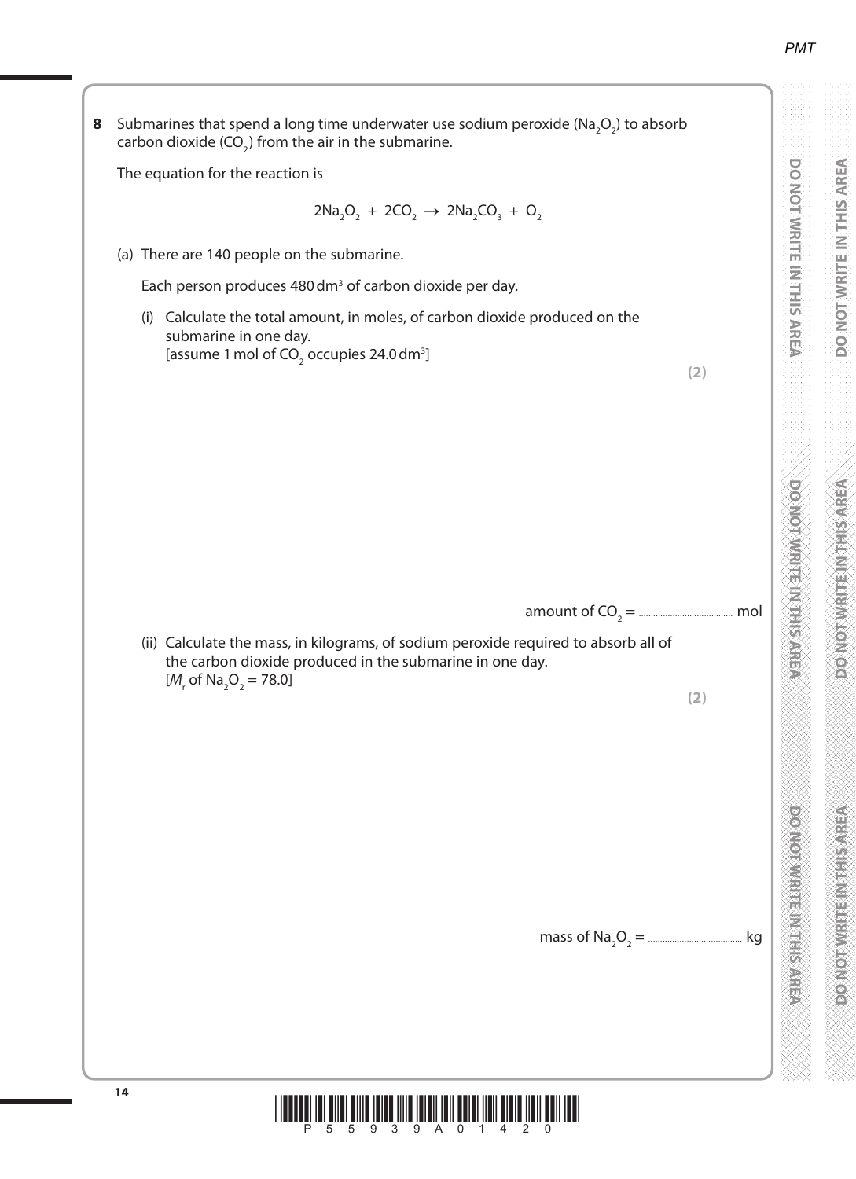**8** Submarines that spend a long time underwater use sodium peroxide ($Na_2O_2$) to absorb carbon dioxide ($CO_2$) from the air in the submarine.

The equation for the reaction is

$$2Na_2O_2 + 2CO_2 \rightarrow 2Na_2CO_3 + O_2$$

(a) There are 140 people on the submarine.

Each person produces 480 $dm^3$ of carbon dioxide per day.

(i) Calculate the total amount, in moles, of carbon dioxide produced on the submarine in one day.
[assume 1 mol of $CO_2$ occupies 24.0 $dm^3$]

**(2)**

amount of $CO_2$ = .................................. mol

(ii) Calculate the mass, in kilograms, of sodium peroxide required to absorb all of the carbon dioxide produced in the submarine in one day.
[$M_r$ of $Na_2O_2$ = 78.0]

**(2)**

mass of $Na_2O_2$ = .................................. kg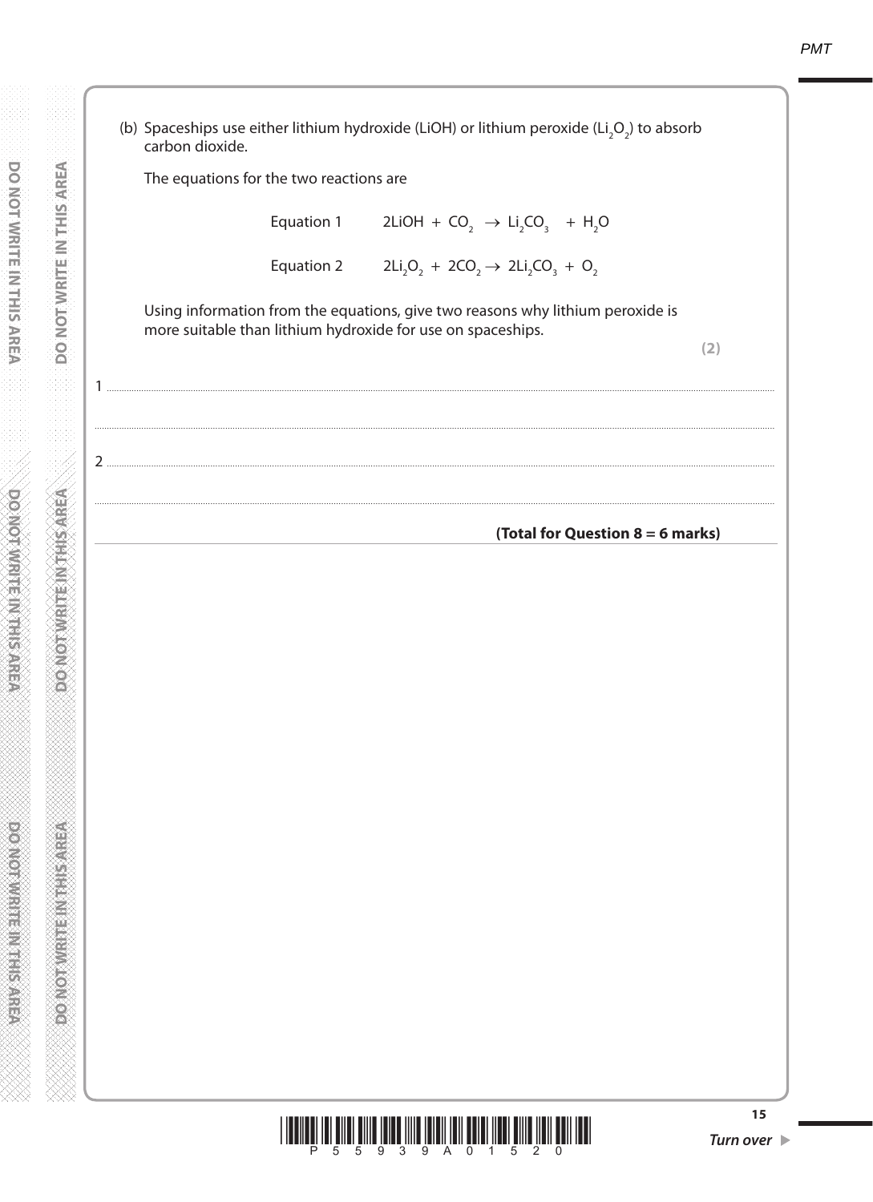(b) Spaceships use either lithium hydroxide (LiOH) or lithium peroxide ($Li_2O_2$) to absorb carbon dioxide.

The equations for the two reactions are

Equation 1 $\quad 2LiOH + CO_2 \rightarrow Li_2CO_3 + H_2O$

Equation 2 $\quad 2Li_2O_2 + 2CO_2 \rightarrow 2Li_2CO_3 + O_2$

Using information from the equations, give two reasons why lithium peroxide is more suitable than lithium hydroxide for use on spaceships.

**(2)**

1 ..................................................................................................................................................

..................................................................................................................................................

2 ..................................................................................................................................................

..................................................................................................................................................

**(Total for Question 8 = 6 marks)**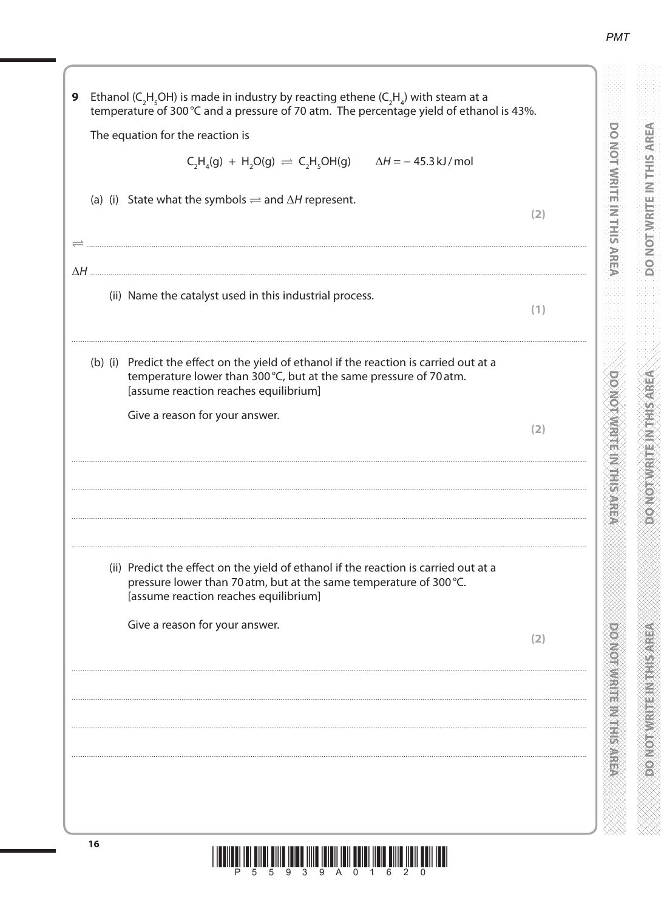**9** Ethanol ($C_2H_5OH$) is made in industry by reacting ethene ($C_2H_4$) with steam at a temperature of 300 °C and a pressure of 70 atm. The percentage yield of ethanol is 43%.

The equation for the reaction is

$$C_2H_4(g) + H_2O(g) \rightleftharpoons C_2H_5OH(g) \qquad \Delta H = -45.3 \text{ kJ/mol}$$

(a) (i) State what the symbols $\rightleftharpoons$ and $\Delta H$ represent.

**(2)**

$\rightleftharpoons$ ..............................................................................................................................................

$\Delta H$ ..............................................................................................................................................

(ii) Name the catalyst used in this industrial process.

**(1)**

..............................................................................................................................................

(b) (i) Predict the effect on the yield of ethanol if the reaction is carried out at a temperature lower than 300 °C, but at the same pressure of 70 atm. [assume reaction reaches equilibrium]

Give a reason for your answer.

**(2)**

..............................................................................................................................................

..............................................................................................................................................

..............................................................................................................................................

..............................................................................................................................................

(ii) Predict the effect on the yield of ethanol if the reaction is carried out at a pressure lower than 70 atm, but at the same temperature of 300 °C. [assume reaction reaches equilibrium]

Give a reason for your answer.

**(2)**

..............................................................................................................................................

..............................................................................................................................................

..............................................................................................................................................

..............................................................................................................................................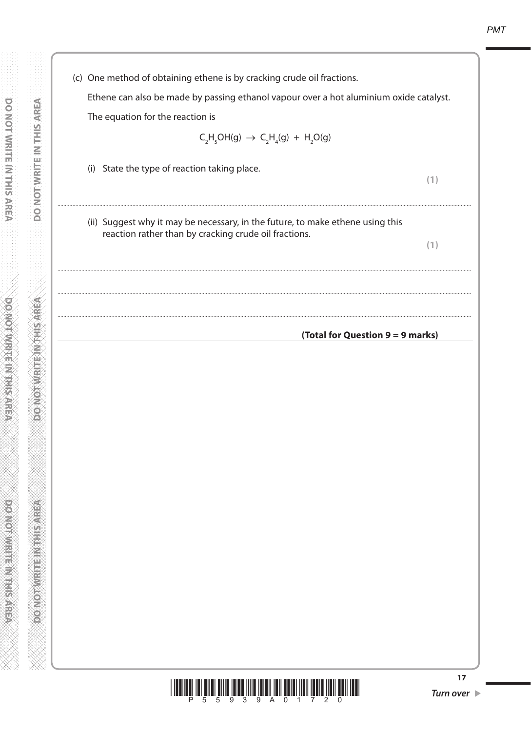(c) One method of obtaining ethene is by cracking crude oil fractions.

Ethene can also be made by passing ethanol vapour over a hot aluminium oxide catalyst.

The equation for the reaction is

$$C_2H_5OH(g) \rightarrow C_2H_4(g) + H_2O(g)$$

(i) State the type of reaction taking place. **(1)**

..............................................................................................................................................

(ii) Suggest why it may be necessary, in the future, to make ethene using this reaction rather than by cracking crude oil fractions. **(1)**

..............................................................................................................................................

..............................................................................................................................................

..............................................................................................................................................

**(Total for Question 9 = 9 marks)**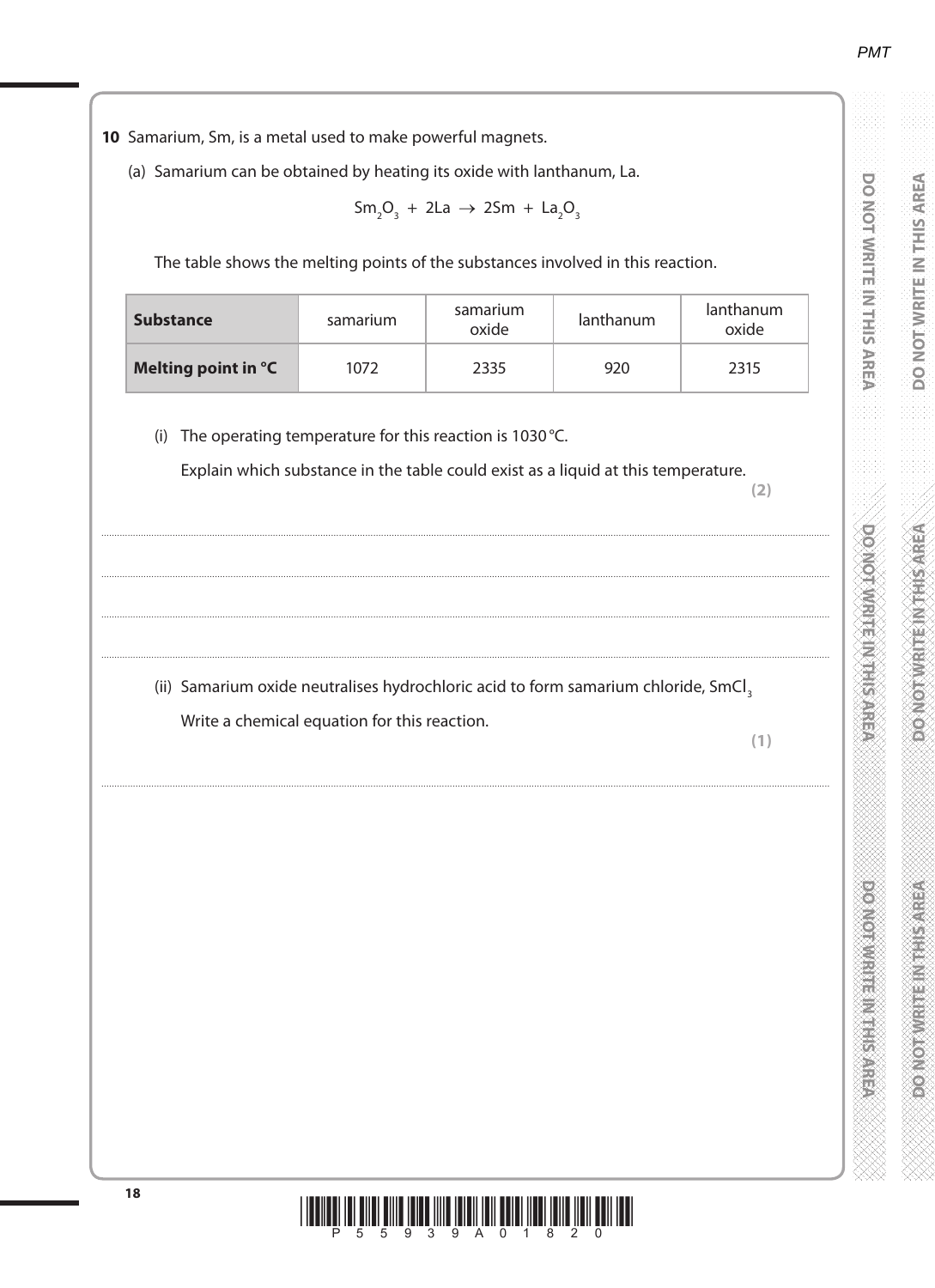**10** Samarium, Sm, is a metal used to make powerful magnets.

(a) Samarium can be obtained by heating its oxide with lanthanum, La.

$$Sm_2O_3 + 2La \rightarrow 2Sm + La_2O_3$$

The table shows the melting points of the substances involved in this reaction.

| **Substance** | samarium | samarium oxide | lanthanum | lanthanum oxide |
|---|---|---|---|---|
| **Melting point in °C** | 1072 | 2335 | 920 | 2315 |

(i) The operating temperature for this reaction is 1030 °C.

Explain which substance in the table could exist as a liquid at this temperature.

**(2)**

..................................................................................................................................................................

..................................................................................................................................................................

..................................................................................................................................................................

..................................................................................................................................................................

(ii) Samarium oxide neutralises hydrochloric acid to form samarium chloride, $SmCl_3$

Write a chemical equation for this reaction.

**(1)**

..................................................................................................................................................................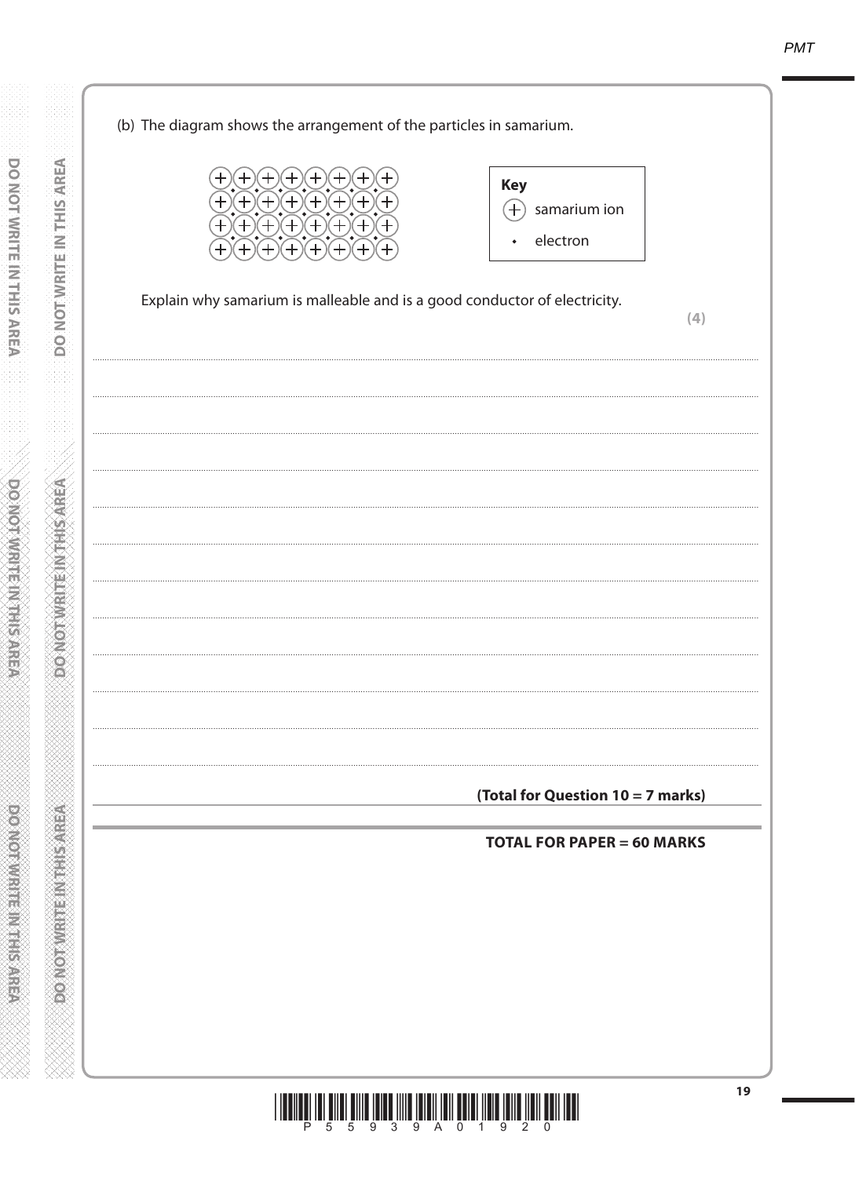(b) The diagram shows the arrangement of the particles in samarium.

**Key**
- (+) samarium ion
- • electron

Explain why samarium is malleable and is a good conductor of electricity.

**(4)**

**(Total for Question 10 = 7 marks)**

**TOTAL FOR PAPER = 60 MARKS**